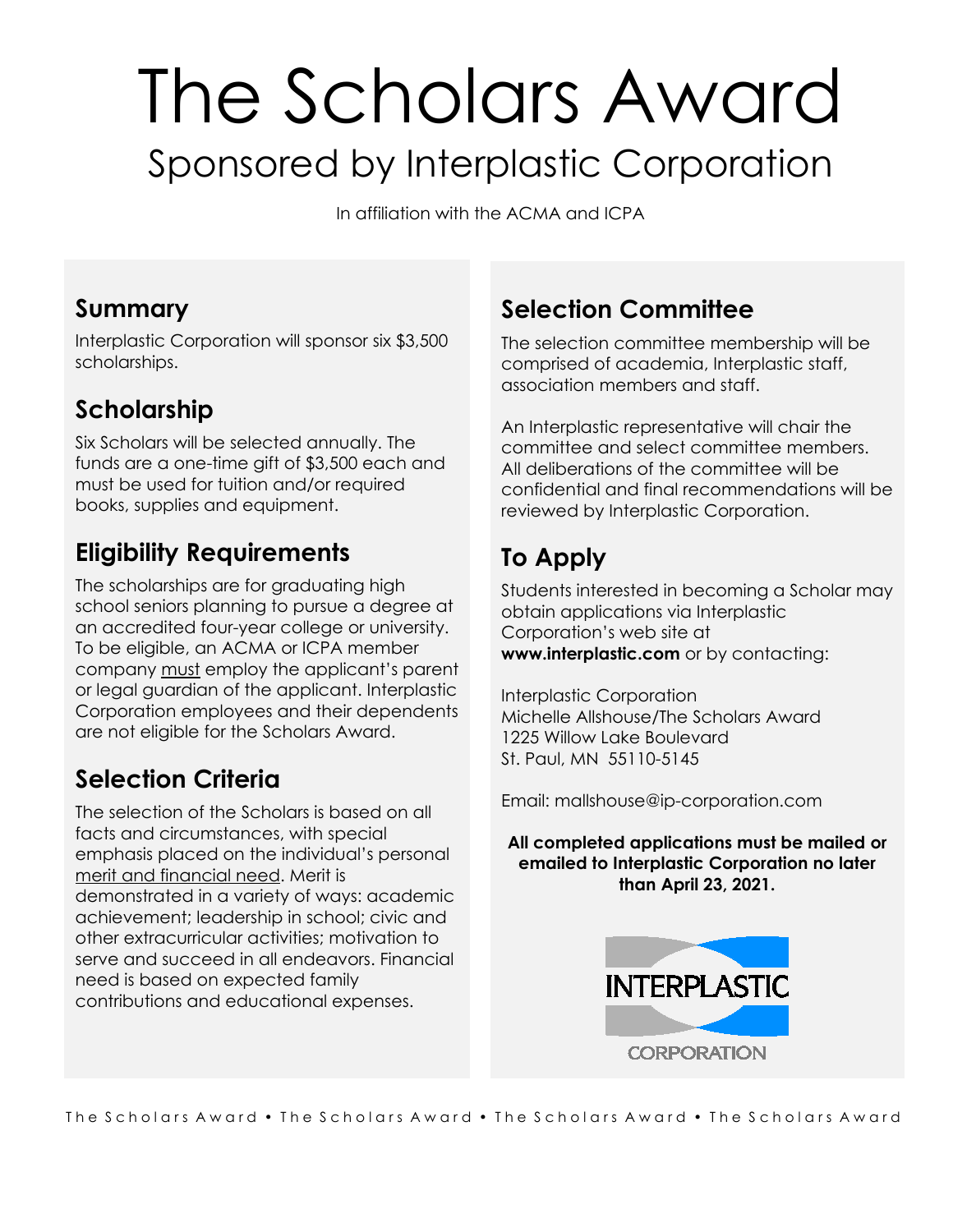# The Scholars Award

## Sponsored by Interplastic Corporation

In affiliation with the ACMA and ICPA

### Summary

Interplastic Corporation will sponsor six $3,500 scholarships.

### Scholarship

Six Scholars will be selected annually. The funds are a one-time gift of $3,500 each and must be used for tuition and/or required books, supplies and equipment.

### Eligibility Requirements

The scholarships are for graduating high school seniors planning to pursue a degree at an accredited four-year college or university. To be eligible, an ACMA or ICPA member company must employ the applicant's parent or legal guardian of the applicant. Interplastic Corporation employees and their dependents are not eligible for the Scholars Award.

### Selection Criteria

The selection of the Scholars is based on all facts and circumstances, with special emphasis placed on the individual's personal merit and financial need. Merit is demonstrated in a variety of ways: academic achievement; leadership in school; civic and other extracurricular activities; motivation to serve and succeed in all endeavors. Financial need is based on expected family contributions and educational expenses.

### Selection Committee

The selection committee membership will be comprised of academia, Interplastic staff, association members and staff.

An Interplastic representative will chair the committee and select committee members. All deliberations of the committee will be confidential and final recommendations will be reviewed by Interplastic Corporation.

### To Apply

Students interested in becoming a Scholar may obtain applications via Interplastic Corporation's web site at **www.interplastic.com** or by contacting:

Interplastic Corporation
Michelle Allshouse/The Scholars Award
1225 Willow Lake Boulevard
St. Paul, MN 55110-5145

Email: mallshouse@ip-corporation.com

**All completed applications must be mailed or emailed to Interplastic Corporation no later than April 23, 2021.**

INTERPLASTIC CORPORATION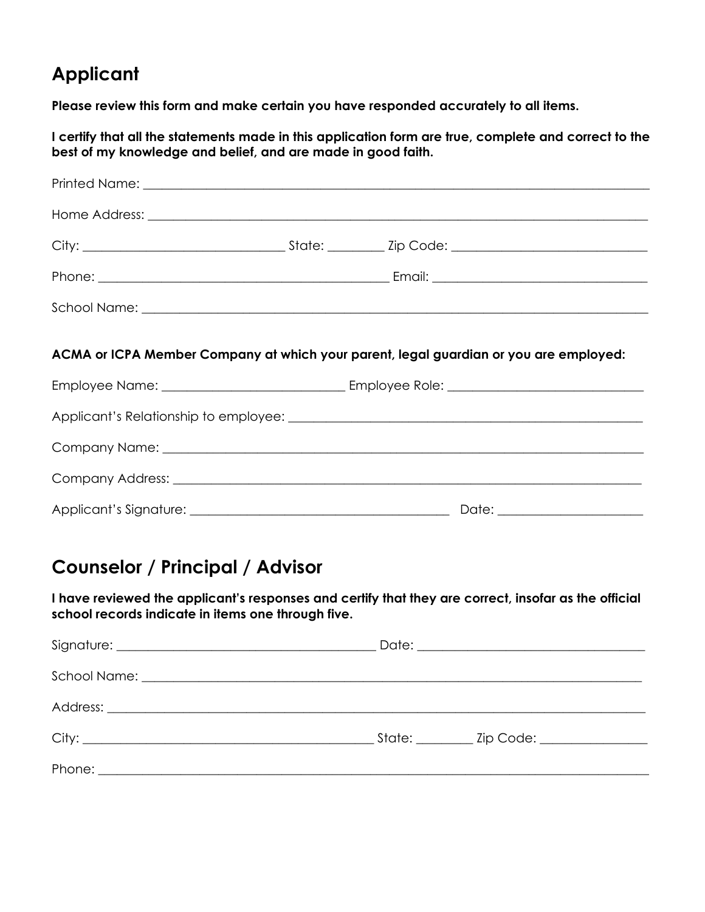## Applicant

**Please review this form and make certain you have responded accurately to all items.**

**I certify that all the statements made in this application form are true, complete and correct to the best of my knowledge and belief, and are made in good faith.**

Printed Name: ______________________________________________________________________________

Home Address: ______________________________________________________________________________

City: ______________________________ State: ________ Zip Code: ______________________________

Phone: ____________________________________________ Email: ________________________________

School Name: _______________________________________________________________________________

**ACMA or ICPA Member Company at which your parent, legal guardian or you are employed:**

Employee Name: ___________________________ Employee Role: ______________________________

Applicant's Relationship to employee: ________________________________________________________

Company Name: _____________________________________________________________________________

Company Address: ___________________________________________________________________________

Applicant's Signature: ______________________________________ Date: _____________________

## Counselor / Principal / Advisor

**I have reviewed the applicant's responses and certify that they are correct, insofar as the official school records indicate in items one through five.**

Signature: _______________________________________ Date: __________________________________

School Name: _______________________________________________________________________________

Address: ___________________________________________________________________________________

City: ____________________________________________ State: ________ Zip Code: ________________

Phone: _____________________________________________________________________________________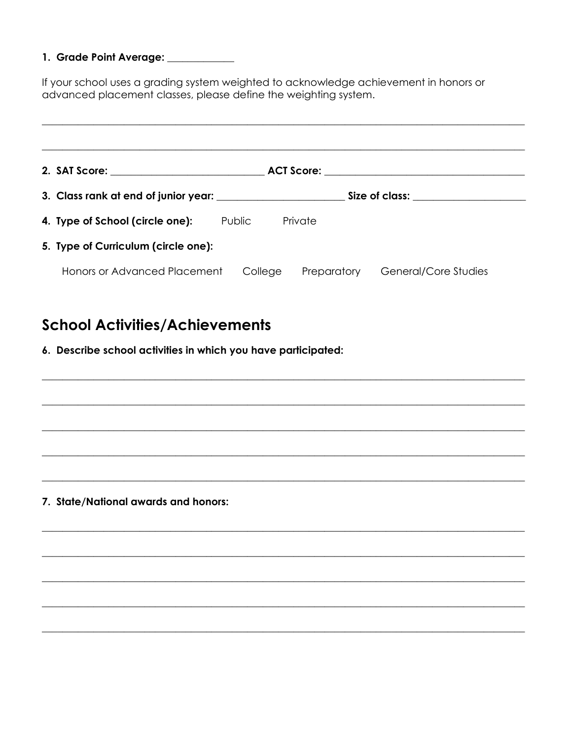**1. Grade Point Average:** _____________

If your school uses a grading system weighted to acknowledge achievement in honors or advanced placement classes, please define the weighting system.

_______________________________________________________________________________

_______________________________________________________________________________

**2. SAT Score:** ______________________________ **ACT Score:** ______________________________________

**3. Class rank at end of junior year:** _________________________ **Size of class:** _____________________

**4. Type of School (circle one):** Public Private

**5. Type of Curriculum (circle one):**

Honors or Advanced Placement College Preparatory General/Core Studies

## School Activities/Achievements

**6. Describe school activities in which you have participated:**

_______________________________________________________________________________

_______________________________________________________________________________

_______________________________________________________________________________

_______________________________________________________________________________

_______________________________________________________________________________

**7. State/National awards and honors:**

_______________________________________________________________________________

_______________________________________________________________________________

_______________________________________________________________________________

_______________________________________________________________________________

_______________________________________________________________________________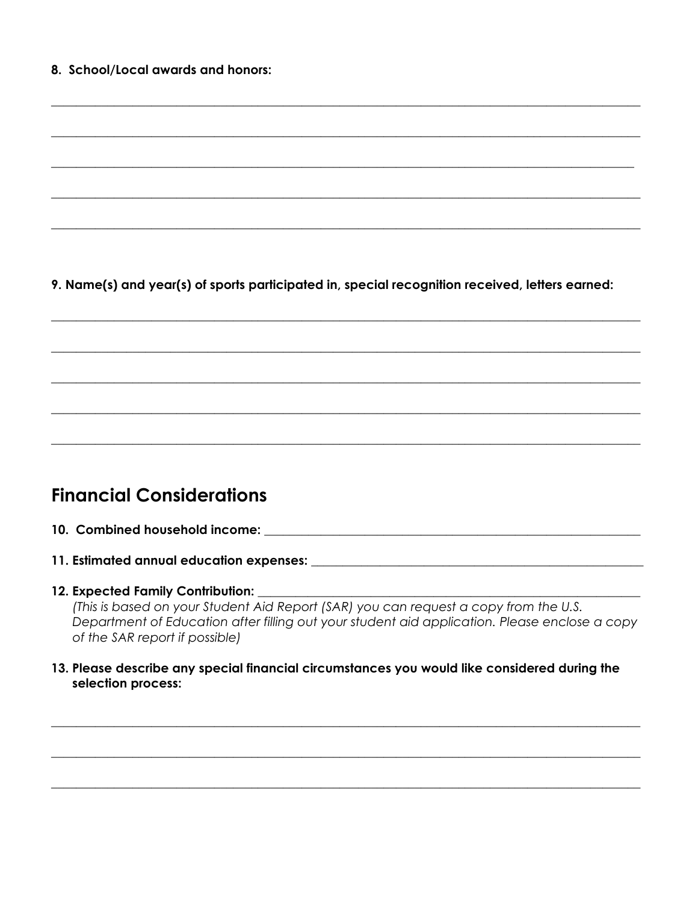**8. School/Local awards and honors:**

\_\_\_\_\_\_\_\_\_\_\_\_\_\_\_\_\_\_\_\_\_\_\_\_\_\_\_\_\_\_\_\_\_\_\_\_\_\_\_\_\_\_\_\_\_\_\_\_\_\_\_\_\_\_\_\_\_\_\_\_\_\_\_\_\_\_\_\_\_\_\_\_\_\_\_\_\_\_

\_\_\_\_\_\_\_\_\_\_\_\_\_\_\_\_\_\_\_\_\_\_\_\_\_\_\_\_\_\_\_\_\_\_\_\_\_\_\_\_\_\_\_\_\_\_\_\_\_\_\_\_\_\_\_\_\_\_\_\_\_\_\_\_\_\_\_\_\_\_\_\_\_\_\_\_\_\_

\_\_\_\_\_\_\_\_\_\_\_\_\_\_\_\_\_\_\_\_\_\_\_\_\_\_\_\_\_\_\_\_\_\_\_\_\_\_\_\_\_\_\_\_\_\_\_\_\_\_\_\_\_\_\_\_\_\_\_\_\_\_\_\_\_\_\_\_\_\_\_\_\_\_\_\_\_\_

\_\_\_\_\_\_\_\_\_\_\_\_\_\_\_\_\_\_\_\_\_\_\_\_\_\_\_\_\_\_\_\_\_\_\_\_\_\_\_\_\_\_\_\_\_\_\_\_\_\_\_\_\_\_\_\_\_\_\_\_\_\_\_\_\_\_\_\_\_\_\_\_\_\_\_\_\_\_

\_\_\_\_\_\_\_\_\_\_\_\_\_\_\_\_\_\_\_\_\_\_\_\_\_\_\_\_\_\_\_\_\_\_\_\_\_\_\_\_\_\_\_\_\_\_\_\_\_\_\_\_\_\_\_\_\_\_\_\_\_\_\_\_\_\_\_\_\_\_\_\_\_\_\_\_\_\_

**9. Name(s) and year(s) of sports participated in, special recognition received, letters earned:**

\_\_\_\_\_\_\_\_\_\_\_\_\_\_\_\_\_\_\_\_\_\_\_\_\_\_\_\_\_\_\_\_\_\_\_\_\_\_\_\_\_\_\_\_\_\_\_\_\_\_\_\_\_\_\_\_\_\_\_\_\_\_\_\_\_\_\_\_\_\_\_\_\_\_\_\_\_\_

\_\_\_\_\_\_\_\_\_\_\_\_\_\_\_\_\_\_\_\_\_\_\_\_\_\_\_\_\_\_\_\_\_\_\_\_\_\_\_\_\_\_\_\_\_\_\_\_\_\_\_\_\_\_\_\_\_\_\_\_\_\_\_\_\_\_\_\_\_\_\_\_\_\_\_\_\_\_

\_\_\_\_\_\_\_\_\_\_\_\_\_\_\_\_\_\_\_\_\_\_\_\_\_\_\_\_\_\_\_\_\_\_\_\_\_\_\_\_\_\_\_\_\_\_\_\_\_\_\_\_\_\_\_\_\_\_\_\_\_\_\_\_\_\_\_\_\_\_\_\_\_\_\_\_\_\_

\_\_\_\_\_\_\_\_\_\_\_\_\_\_\_\_\_\_\_\_\_\_\_\_\_\_\_\_\_\_\_\_\_\_\_\_\_\_\_\_\_\_\_\_\_\_\_\_\_\_\_\_\_\_\_\_\_\_\_\_\_\_\_\_\_\_\_\_\_\_\_\_\_\_\_\_\_\_

\_\_\_\_\_\_\_\_\_\_\_\_\_\_\_\_\_\_\_\_\_\_\_\_\_\_\_\_\_\_\_\_\_\_\_\_\_\_\_\_\_\_\_\_\_\_\_\_\_\_\_\_\_\_\_\_\_\_\_\_\_\_\_\_\_\_\_\_\_\_\_\_\_\_\_\_\_\_

## Financial Considerations

**10. Combined household income:** \_\_\_\_\_\_\_\_\_\_\_\_\_\_\_\_\_\_\_\_\_\_\_\_\_\_\_\_\_\_\_\_\_\_\_\_\_\_\_\_\_\_\_\_\_\_\_\_

**11. Estimated annual education expenses:** \_\_\_\_\_\_\_\_\_\_\_\_\_\_\_\_\_\_\_\_\_\_\_\_\_\_\_\_\_\_\_\_\_\_\_\_\_\_\_\_\_\_

**12. Expected Family Contribution:** \_\_\_\_\_\_\_\_\_\_\_\_\_\_\_\_\_\_\_\_\_\_\_\_\_\_\_\_\_\_\_\_\_\_\_\_\_\_\_\_\_\_\_\_\_\_\_\_
*(This is based on your Student Aid Report (SAR) you can request a copy from the U.S. Department of Education after filling out your student aid application. Please enclose a copy of the SAR report if possible)*

**13. Please describe any special financial circumstances you would like considered during the selection process:**

\_\_\_\_\_\_\_\_\_\_\_\_\_\_\_\_\_\_\_\_\_\_\_\_\_\_\_\_\_\_\_\_\_\_\_\_\_\_\_\_\_\_\_\_\_\_\_\_\_\_\_\_\_\_\_\_\_\_\_\_\_\_\_\_\_\_\_\_\_\_\_\_\_\_\_\_\_\_

\_\_\_\_\_\_\_\_\_\_\_\_\_\_\_\_\_\_\_\_\_\_\_\_\_\_\_\_\_\_\_\_\_\_\_\_\_\_\_\_\_\_\_\_\_\_\_\_\_\_\_\_\_\_\_\_\_\_\_\_\_\_\_\_\_\_\_\_\_\_\_\_\_\_\_\_\_\_

\_\_\_\_\_\_\_\_\_\_\_\_\_\_\_\_\_\_\_\_\_\_\_\_\_\_\_\_\_\_\_\_\_\_\_\_\_\_\_\_\_\_\_\_\_\_\_\_\_\_\_\_\_\_\_\_\_\_\_\_\_\_\_\_\_\_\_\_\_\_\_\_\_\_\_\_\_\_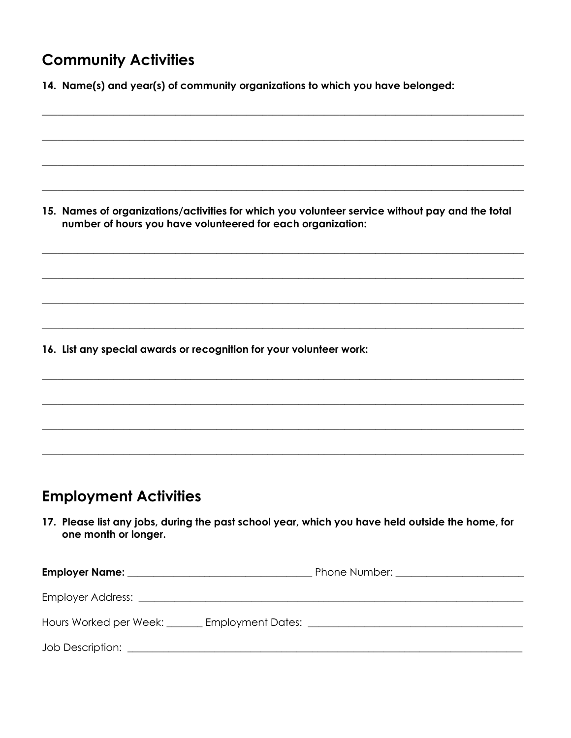## Community Activities

**14. Name(s) and year(s) of community organizations to which you have belonged:**

___________________________________________________________________________

___________________________________________________________________________

___________________________________________________________________________

___________________________________________________________________________

**15. Names of organizations/activities for which you volunteer service without pay and the total number of hours you have volunteered for each organization:**

___________________________________________________________________________

___________________________________________________________________________

___________________________________________________________________________

___________________________________________________________________________

**16. List any special awards or recognition for your volunteer work:**

___________________________________________________________________________

___________________________________________________________________________

___________________________________________________________________________

___________________________________________________________________________

## Employment Activities

**17. Please list any jobs, during the past school year, which you have held outside the home, for one month or longer.**

**Employer Name:** ______________________________ Phone Number: ____________________

Employer Address: ____________________________________________________________

Hours Worked per Week: _______ Employment Dates: ________________________________

Job Description: ______________________________________________________________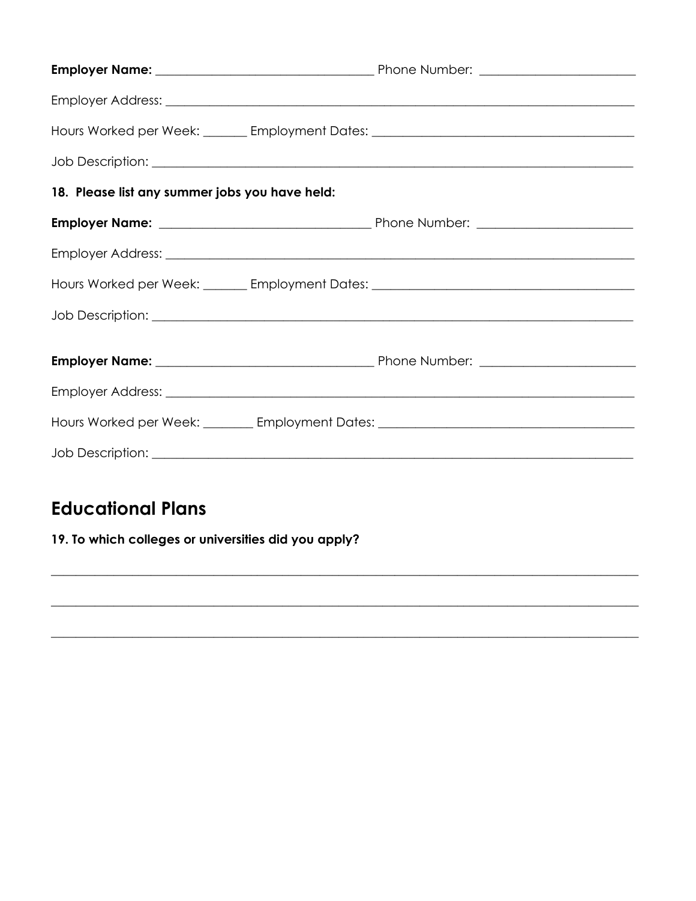**Employer Name:** ________________________________ Phone Number: ______________________

Employer Address: ________________________________________________________________________

Hours Worked per Week: _______ Employment Dates: _______________________________________

Job Description: __________________________________________________________________________

**18. Please list any summer jobs you have held:**

**Employer Name:** ________________________________ Phone Number: ______________________

Employer Address: ________________________________________________________________________

Hours Worked per Week: _______ Employment Dates: _______________________________________

Job Description: __________________________________________________________________________

**Employer Name:** ________________________________ Phone Number: ______________________

Employer Address: ________________________________________________________________________

Hours Worked per Week: ________ Employment Dates: ______________________________________

Job Description: __________________________________________________________________________

## Educational Plans

**19. To which colleges or universities did you apply?**

___________________________________________________________________________________________

___________________________________________________________________________________________

___________________________________________________________________________________________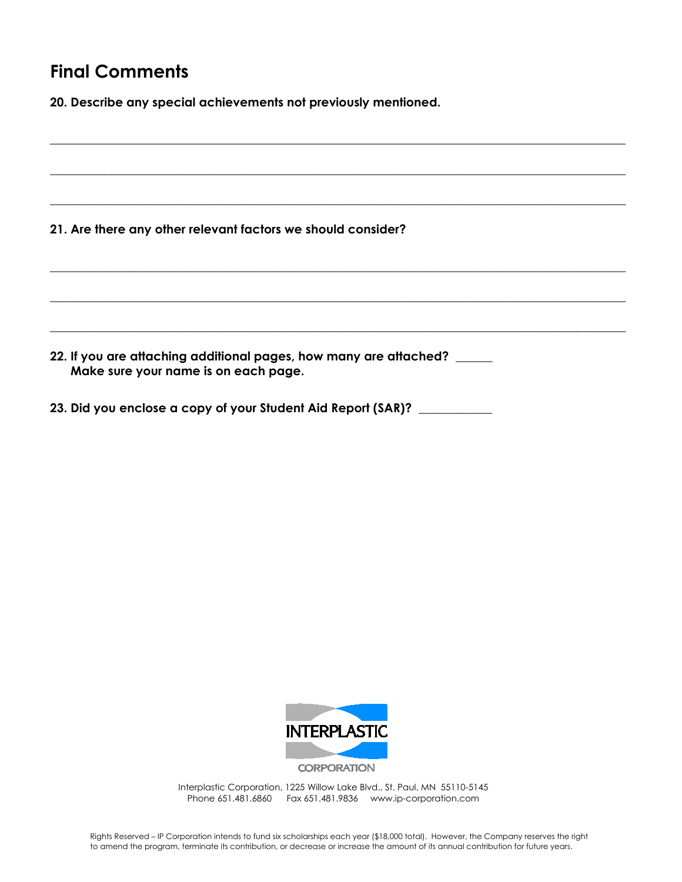## Final Comments

**20. Describe any special achievements not previously mentioned.**

______________________________________________________________________

______________________________________________________________________

______________________________________________________________________

**21. Are there any other relevant factors we should consider?**

______________________________________________________________________

______________________________________________________________________

______________________________________________________________________

**22. If you are attaching additional pages, how many are attached? ______**
**Make sure your name is on each page.**

**23. Did you enclose a copy of your Student Aid Report (SAR)? ____________**

INTERPLASTIC CORPORATION

Interplastic Corporation, 1225 Willow Lake Blvd., St. Paul, MN 55110-5145
Phone 651.481.6860 Fax 651.481.9836 www.ip-corporation.com

Rights Reserved – IP Corporation intends to fund six scholarships each year ($18,000 total). However, the Company reserves the right to amend the program, terminate its contribution, or decrease or increase the amount of its annual contribution for future years.